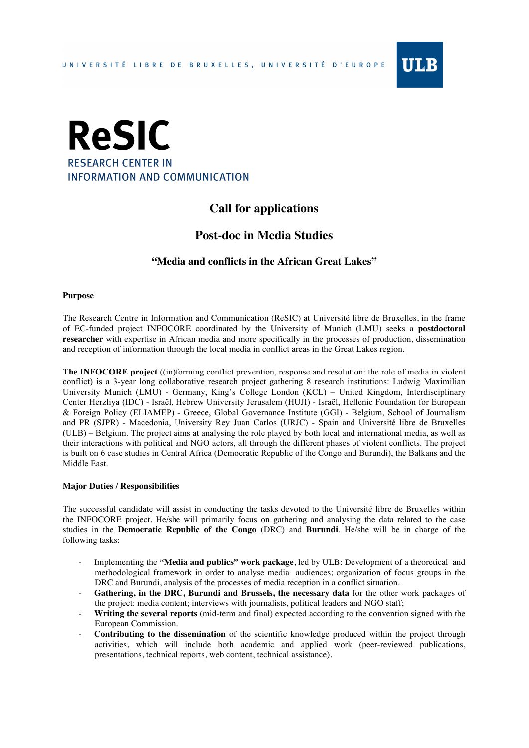UNIVERSITÉ LIBRE DE BRUXELLES, UNIVERSITÉ D'EUROPE

ULB

# ReSIC

RESEARCH CENTER IN INFORMATION AND COMMUNICATION

## Call for applications

## Post-doc in Media Studies

### "Media and conflicts in the African Great Lakes"

**Purpose**

The Research Centre in Information and Communication (ReSIC) at Université libre de Bruxelles, in the frame of EC-funded project INFOCORE coordinated by the University of Munich (LMU) seeks a **postdoctoral researcher** with expertise in African media and more specifically in the processes of production, dissemination and reception of information through the local media in conflict areas in the Great Lakes region.

**The INFOCORE project** ((in)forming conflict prevention, response and resolution: the role of media in violent conflict) is a 3-year long collaborative research project gathering 8 research institutions: Ludwig Maximilian University Munich (LMU) - Germany, King's College London (KCL) – United Kingdom, Interdisciplinary Center Herzliya (IDC) - Israël, Hebrew University Jerusalem (HUJI) - Israël, Hellenic Foundation for European & Foreign Policy (ELIAMEP) - Greece, Global Governance Institute (GGI) - Belgium, School of Journalism and PR (SJPR) - Macedonia, University Rey Juan Carlos (URJC) - Spain and Université libre de Bruxelles (ULB) – Belgium. The project aims at analysing the role played by both local and international media, as well as their interactions with political and NGO actors, all through the different phases of violent conflicts. The project is built on 6 case studies in Central Africa (Democratic Republic of the Congo and Burundi), the Balkans and the Middle East.

**Major Duties / Responsibilities**

The successful candidate will assist in conducting the tasks devoted to the Université libre de Bruxelles within the INFOCORE project. He/she will primarily focus on gathering and analysing the data related to the case studies in the **Democratic Republic of the Congo** (DRC) and **Burundi**. He/she will be in charge of the following tasks:

- Implementing the **"Media and publics" work package**, led by ULB: Development of a theoretical and methodological framework in order to analyse media audiences; organization of focus groups in the DRC and Burundi, analysis of the processes of media reception in a conflict situation.
- **Gathering, in the DRC, Burundi and Brussels, the necessary data** for the other work packages of the project: media content; interviews with journalists, political leaders and NGO staff;
- **Writing the several reports** (mid-term and final) expected according to the convention signed with the European Commission.
- **Contributing to the dissemination** of the scientific knowledge produced within the project through activities, which will include both academic and applied work (peer-reviewed publications, presentations, technical reports, web content, technical assistance).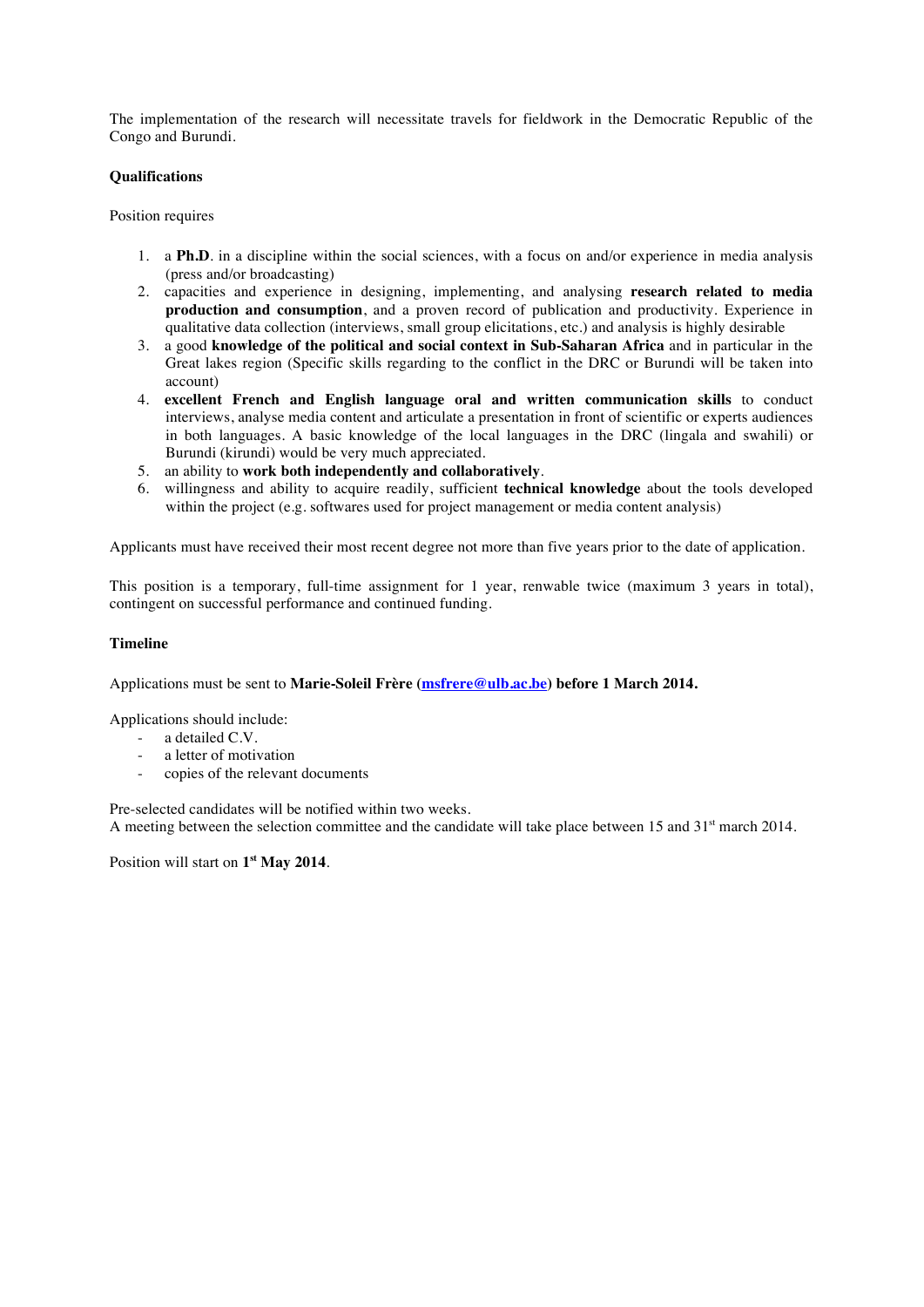The implementation of the research will necessitate travels for fieldwork in the Democratic Republic of the Congo and Burundi.

**Qualifications**

Position requires

1. a **Ph.D**. in a discipline within the social sciences, with a focus on and/or experience in media analysis (press and/or broadcasting)
2. capacities and experience in designing, implementing, and analysing **research related to media production and consumption**, and a proven record of publication and productivity. Experience in qualitative data collection (interviews, small group elicitations, etc.) and analysis is highly desirable
3. a good **knowledge of the political and social context in Sub-Saharan Africa** and in particular in the Great lakes region (Specific skills regarding to the conflict in the DRC or Burundi will be taken into account)
4. **excellent French and English language oral and written communication skills** to conduct interviews, analyse media content and articulate a presentation in front of scientific or experts audiences in both languages. A basic knowledge of the local languages in the DRC (lingala and swahili) or Burundi (kirundi) would be very much appreciated.
5. an ability to **work both independently and collaboratively**.
6. willingness and ability to acquire readily, sufficient **technical knowledge** about the tools developed within the project (e.g. softwares used for project management or media content analysis)

Applicants must have received their most recent degree not more than five years prior to the date of application.

This position is a temporary, full-time assignment for 1 year, renwable twice (maximum 3 years in total), contingent on successful performance and continued funding.

**Timeline**

Applications must be sent to **Marie-Soleil Frère (msfrere@ulb.ac.be) before 1 March 2014.**

Applications should include:

- a detailed C.V.
- a letter of motivation
- copies of the relevant documents

Pre-selected candidates will be notified within two weeks.
A meeting between the selection committee and the candidate will take place between 15 and 31st march 2014.

Position will start on **1st May 2014**.